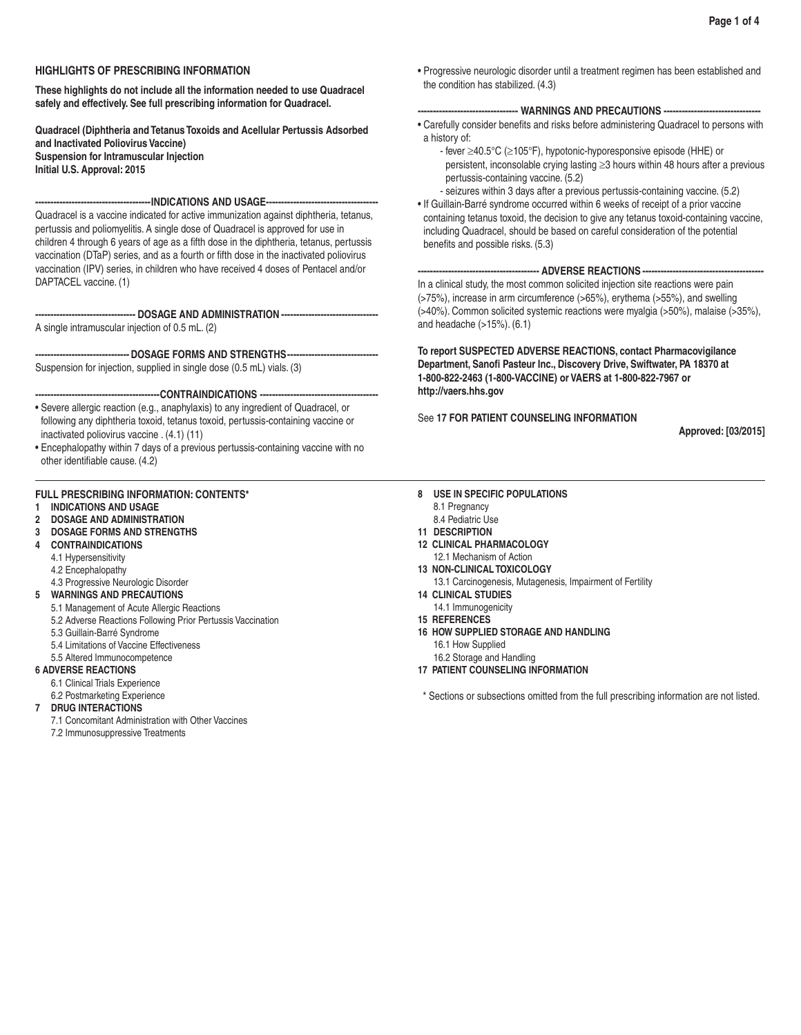## HIGHLIGHTS OF PRESCRIBING INFORMATION

**These highlights do not include all the information needed to use Quadracel safely and effectively. See full prescribing information for Quadracel.**

**Quadracel (Diphtheria and Tetanus Toxoids and Acellular Pertussis Adsorbed and Inactivated Poliovirus Vaccine)**
**Suspension for Intramuscular Injection**
**Initial U.S. Approval: 2015**

### INDICATIONS AND USAGE

Quadracel is a vaccine indicated for active immunization against diphtheria, tetanus, pertussis and poliomyelitis. A single dose of Quadracel is approved for use in children 4 through 6 years of age as a fifth dose in the diphtheria, tetanus, pertussis vaccination (DTaP) series, and as a fourth or fifth dose in the inactivated poliovirus vaccination (IPV) series, in children who have received 4 doses of Pentacel and/or DAPTACEL vaccine. (1)

### DOSAGE AND ADMINISTRATION

A single intramuscular injection of 0.5 mL. (2)

### DOSAGE FORMS AND STRENGTHS

Suspension for injection, supplied in single dose (0.5 mL) vials. (3)

### CONTRAINDICATIONS

- Severe allergic reaction (e.g., anaphylaxis) to any ingredient of Quadracel, or following any diphtheria toxoid, tetanus toxoid, pertussis-containing vaccine or inactivated poliovirus vaccine . (4.1) (11)
- Encephalopathy within 7 days of a previous pertussis-containing vaccine with no other identifiable cause. (4.2)
- Progressive neurologic disorder until a treatment regimen has been established and the condition has stabilized. (4.3)

### WARNINGS AND PRECAUTIONS

- Carefully consider benefits and risks before administering Quadracel to persons with a history of:
  - fever ≥40.5°C (≥105°F), hypotonic-hyporesponsive episode (HHE) or persistent, inconsolable crying lasting ≥3 hours within 48 hours after a previous pertussis-containing vaccine. (5.2)
  - seizures within 3 days after a previous pertussis-containing vaccine. (5.2)
- If Guillain-Barré syndrome occurred within 6 weeks of receipt of a prior vaccine containing tetanus toxoid, the decision to give any tetanus toxoid-containing vaccine, including Quadracel, should be based on careful consideration of the potential benefits and possible risks. (5.3)

### ADVERSE REACTIONS

In a clinical study, the most common solicited injection site reactions were pain (>75%), increase in arm circumference (>65%), erythema (>55%), and swelling (>40%). Common solicited systemic reactions were myalgia (>50%), malaise (>35%), and headache (>15%). (6.1)

**To report SUSPECTED ADVERSE REACTIONS, contact Pharmacovigilance Department, Sanofi Pasteur Inc., Discovery Drive, Swiftwater, PA 18370 at 1-800-822-2463 (1-800-VACCINE) or VAERS at 1-800-822-7967 or http://vaers.hhs.gov**

See **17 FOR PATIENT COUNSELING INFORMATION**

**Approved: [03/2015]**

## FULL PRESCRIBING INFORMATION: CONTENTS*

**1 INDICATIONS AND USAGE**
**2 DOSAGE AND ADMINISTRATION**
**3 DOSAGE FORMS AND STRENGTHS**
**4 CONTRAINDICATIONS**
- 4.1 Hypersensitivity
- 4.2 Encephalopathy
- 4.3 Progressive Neurologic Disorder

**5 WARNINGS AND PRECAUTIONS**
- 5.1 Management of Acute Allergic Reactions
- 5.2 Adverse Reactions Following Prior Pertussis Vaccination
- 5.3 Guillain-Barré Syndrome
- 5.4 Limitations of Vaccine Effectiveness
- 5.5 Altered Immunocompetence

**6 ADVERSE REACTIONS**
- 6.1 Clinical Trials Experience
- 6.2 Postmarketing Experience

**7 DRUG INTERACTIONS**
- 7.1 Concomitant Administration with Other Vaccines
- 7.2 Immunosuppressive Treatments

**8 USE IN SPECIFIC POPULATIONS**
- 8.1 Pregnancy
- 8.4 Pediatric Use

**11 DESCRIPTION**
**12 CLINICAL PHARMACOLOGY**
- 12.1 Mechanism of Action

**13 NON-CLINICAL TOXICOLOGY**
- 13.1 Carcinogenesis, Mutagenesis, Impairment of Fertility

**14 CLINICAL STUDIES**
- 14.1 Immunogenicity

**15 REFERENCES**
**16 HOW SUPPLIED STORAGE AND HANDLING**
- 16.1 How Supplied
- 16.2 Storage and Handling

**17 PATIENT COUNSELING INFORMATION**

\* Sections or subsections omitted from the full prescribing information are not listed.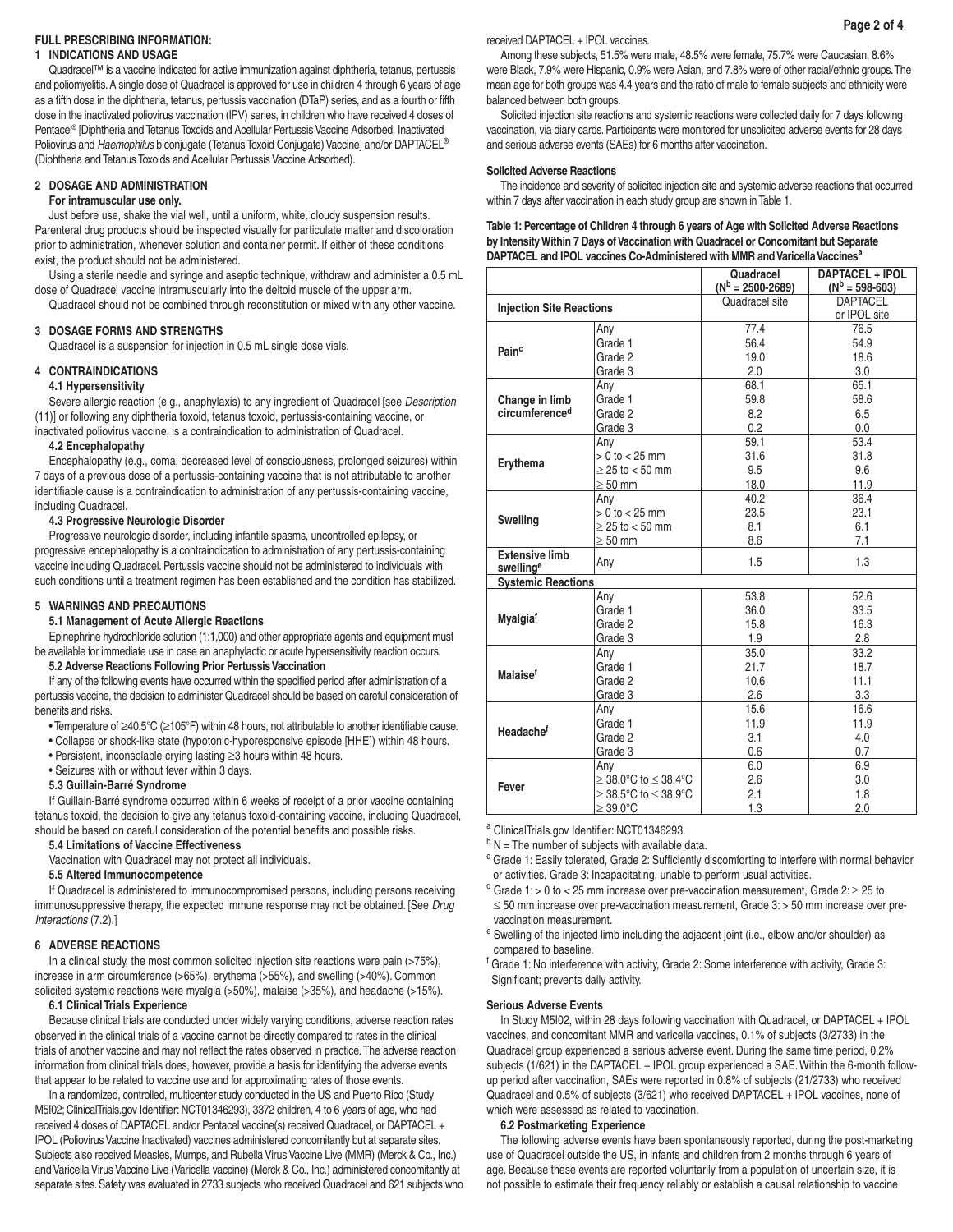**FULL PRESCRIBING INFORMATION:**

## 1 INDICATIONS AND USAGE

Quadracel™ is a vaccine indicated for active immunization against diphtheria, tetanus, pertussis and poliomyelitis. A single dose of Quadracel is approved for use in children 4 through 6 years of age as a fifth dose in the diphtheria, tetanus, pertussis vaccination (DTaP) series, and as a fourth or fifth dose in the inactivated poliovirus vaccination (IPV) series, in children who have received 4 doses of Pentacel® [Diphtheria and Tetanus Toxoids and Acellular Pertussis Vaccine Adsorbed, Inactivated Poliovirus and *Haemophilus* b conjugate (Tetanus Toxoid Conjugate) Vaccine] and/or DAPTACEL® (Diphtheria and Tetanus Toxoids and Acellular Pertussis Vaccine Adsorbed).

## 2 DOSAGE AND ADMINISTRATION

**For intramuscular use only.**

Just before use, shake the vial well, until a uniform, white, cloudy suspension results. Parenteral drug products should be inspected visually for particulate matter and discoloration prior to administration, whenever solution and container permit. If either of these conditions exist, the product should not be administered.

Using a sterile needle and syringe and aseptic technique, withdraw and administer a 0.5 mL dose of Quadracel vaccine intramuscularly into the deltoid muscle of the upper arm.

Quadracel should not be combined through reconstitution or mixed with any other vaccine.

## 3 DOSAGE FORMS AND STRENGTHS

Quadracel is a suspension for injection in 0.5 mL single dose vials.

## 4 CONTRAINDICATIONS

### 4.1 Hypersensitivity

Severe allergic reaction (e.g., anaphylaxis) to any ingredient of Quadracel [see *Description* (11)] or following any diphtheria toxoid, tetanus toxoid, pertussis-containing vaccine, or inactivated poliovirus vaccine, is a contraindication to administration of Quadracel.

### 4.2 Encephalopathy

Encephalopathy (e.g., coma, decreased level of consciousness, prolonged seizures) within 7 days of a previous dose of a pertussis-containing vaccine that is not attributable to another identifiable cause is a contraindication to administration of any pertussis-containing vaccine, including Quadracel.

### 4.3 Progressive Neurologic Disorder

Progressive neurologic disorder, including infantile spasms, uncontrolled epilepsy, or progressive encephalopathy is a contraindication to administration of any pertussis-containing vaccine including Quadracel. Pertussis vaccine should not be administered to individuals with such conditions until a treatment regimen has been established and the condition has stabilized.

## 5 WARNINGS AND PRECAUTIONS

### 5.1 Management of Acute Allergic Reactions

Epinephrine hydrochloride solution (1:1,000) and other appropriate agents and equipment must be available for immediate use in case an anaphylactic or acute hypersensitivity reaction occurs.

### 5.2 Adverse Reactions Following Prior Pertussis Vaccination

If any of the following events have occurred within the specified period after administration of a pertussis vaccine, the decision to administer Quadracel should be based on careful consideration of benefits and risks.

- Temperature of ≥40.5°C (≥105°F) within 48 hours, not attributable to another identifiable cause.
- Collapse or shock-like state (hypotonic-hyporesponsive episode [HHE]) within 48 hours.
- Persistent, inconsolable crying lasting ≥3 hours within 48 hours.
- Seizures with or without fever within 3 days.

### 5.3 Guillain-Barré Syndrome

If Guillain-Barré syndrome occurred within 6 weeks of receipt of a prior vaccine containing tetanus toxoid, the decision to give any tetanus toxoid-containing vaccine, including Quadracel, should be based on careful consideration of the potential benefits and possible risks.

### 5.4 Limitations of Vaccine Effectiveness

Vaccination with Quadracel may not protect all individuals.

### 5.5 Altered Immunocompetence

If Quadracel is administered to immunocompromised persons, including persons receiving immunosuppressive therapy, the expected immune response may not be obtained. [See *Drug Interactions* (7.2).]

## 6 ADVERSE REACTIONS

In a clinical study, the most common solicited injection site reactions were pain (>75%), increase in arm circumference (>65%), erythema (>55%), and swelling (>40%). Common solicited systemic reactions were myalgia (>50%), malaise (>35%), and headache (>15%).

### 6.1 Clinical Trials Experience

Because clinical trials are conducted under widely varying conditions, adverse reaction rates observed in the clinical trials of a vaccine cannot be directly compared to rates in the clinical trials of another vaccine and may not reflect the rates observed in practice. The adverse reaction information from clinical trials does, however, provide a basis for identifying the adverse events that appear to be related to vaccine use and for approximating rates of those events.

In a randomized, controlled, multicenter study conducted in the US and Puerto Rico (Study M5I02; ClinicalTrials.gov Identifier: NCT01346293), 3372 children, 4 to 6 years of age, who had received 4 doses of DAPTACEL and/or Pentacel vaccine(s) received Quadracel, or DAPTACEL + IPOL (Poliovirus Vaccine Inactivated) vaccines administered concomitantly but at separate sites. Subjects also received Measles, Mumps, and Rubella Virus Vaccine Live (MMR) (Merck & Co., Inc.) and Varicella Virus Vaccine Live (Varicella vaccine) (Merck & Co., Inc.) administered concomitantly at separate sites. Safety was evaluated in 2733 subjects who received Quadracel and 621 subjects who received DAPTACEL + IPOL vaccines.

Among these subjects, 51.5% were male, 48.5% were female, 75.7% were Caucasian, 8.6% were Black, 7.9% were Hispanic, 0.9% were Asian, and 7.8% were of other racial/ethnic groups. The mean age for both groups was 4.4 years and the ratio of male to female subjects and ethnicity were balanced between both groups.

Solicited injection site reactions and systemic reactions were collected daily for 7 days following vaccination, via diary cards. Participants were monitored for unsolicited adverse events for 28 days and serious adverse events (SAEs) for 6 months after vaccination.

**Solicited Adverse Reactions**

The incidence and severity of solicited injection site and systemic adverse reactions that occurred within 7 days after vaccination in each study group are shown in Table 1.

**Table 1: Percentage of Children 4 through 6 years of Age with Solicited Adverse Reactions by Intensity Within 7 Days of Vaccination with Quadracel or Concomitant but Separate DAPTACEL and IPOL vaccines Co-Administered with MMR and Varicella Vaccines[a]**

| | | Quadracel ($N^b$ = 2500-2689) | DAPTACEL + IPOL ($N^b$ = 598-603) |
|---|---|---|---|
| **Injection Site Reactions** | | Quadracel site | DAPTACEL or IPOL site |
| **Pain[c]** | Any | 77.4 | 76.5 |
| | Grade 1 | 56.4 | 54.9 |
| | Grade 2 | 19.0 | 18.6 |
| | Grade 3 | 2.0 | 3.0 |
| **Change in limb circumference[d]** | Any | 68.1 | 65.1 |
| | Grade 1 | 59.8 | 58.6 |
| | Grade 2 | 8.2 | 6.5 |
| | Grade 3 | 0.2 | 0.0 |
| **Erythema** | Any | 59.1 | 53.4 |
| | > 0 to < 25 mm | 31.6 | 31.8 |
| | ≥ 25 to < 50 mm | 9.5 | 9.6 |
| | ≥ 50 mm | 18.0 | 11.9 |
| **Swelling** | Any | 40.2 | 36.4 |
| | > 0 to < 25 mm | 23.5 | 23.1 |
| | ≥ 25 to < 50 mm | 8.1 | 6.1 |
| | ≥ 50 mm | 8.6 | 7.1 |
| **Extensive limb swelling[e]** | Any | 1.5 | 1.3 |
| **Systemic Reactions** | | | |
| **Myalgia[f]** | Any | 53.8 | 52.6 |
| | Grade 1 | 36.0 | 33.5 |
| | Grade 2 | 15.8 | 16.3 |
| | Grade 3 | 1.9 | 2.8 |
| **Malaise[f]** | Any | 35.0 | 33.2 |
| | Grade 1 | 21.7 | 18.7 |
| | Grade 2 | 10.6 | 11.1 |
| | Grade 3 | 2.6 | 3.3 |
| **Headache[f]** | Any | 15.6 | 16.6 |
| | Grade 1 | 11.9 | 11.9 |
| | Grade 2 | 3.1 | 4.0 |
| | Grade 3 | 0.6 | 0.7 |
| **Fever** | Any | 6.0 | 6.9 |
| | ≥ 38.0°C to ≤ 38.4°C | 2.6 | 3.0 |
| | ≥ 38.5°C to ≤ 38.9°C | 2.1 | 1.8 |
| | ≥ 39.0°C | 1.3 | 2.0 |

[a] ClinicalTrials.gov Identifier: NCT01346293.

[b] N = The number of subjects with available data.

[c] Grade 1: Easily tolerated, Grade 2: Sufficiently discomforting to interfere with normal behavior or activities, Grade 3: Incapacitating, unable to perform usual activities.

[d] Grade 1: > 0 to < 25 mm increase over pre-vaccination measurement, Grade 2: ≥ 25 to ≤ 50 mm increase over pre-vaccination measurement, Grade 3: > 50 mm increase over pre-vaccination measurement.

[e] Swelling of the injected limb including the adjacent joint (i.e., elbow and/or shoulder) as compared to baseline.

[f] Grade 1: No interference with activity, Grade 2: Some interference with activity, Grade 3: Significant; prevents daily activity.

**Serious Adverse Events**

In Study M5I02, within 28 days following vaccination with Quadracel, or DAPTACEL + IPOL vaccines, and concomitant MMR and varicella vaccines, 0.1% of subjects (3/2733) in the Quadracel group experienced a serious adverse event. During the same time period, 0.2% subjects (1/621) in the DAPTACEL + IPOL group experienced a SAE. Within the 6-month follow-up period after vaccination, SAEs were reported in 0.8% of subjects (21/2733) who received Quadracel and 0.5% of subjects (3/621) who received DAPTACEL + IPOL vaccines, none of which were assessed as related to vaccination.

### 6.2 Postmarketing Experience

The following adverse events have been spontaneously reported, during the post-marketing use of Quadracel outside the US, in infants and children from 2 months through 6 years of age. Because these events are reported voluntarily from a population of uncertain size, it is not possible to estimate their frequency reliably or establish a causal relationship to vaccine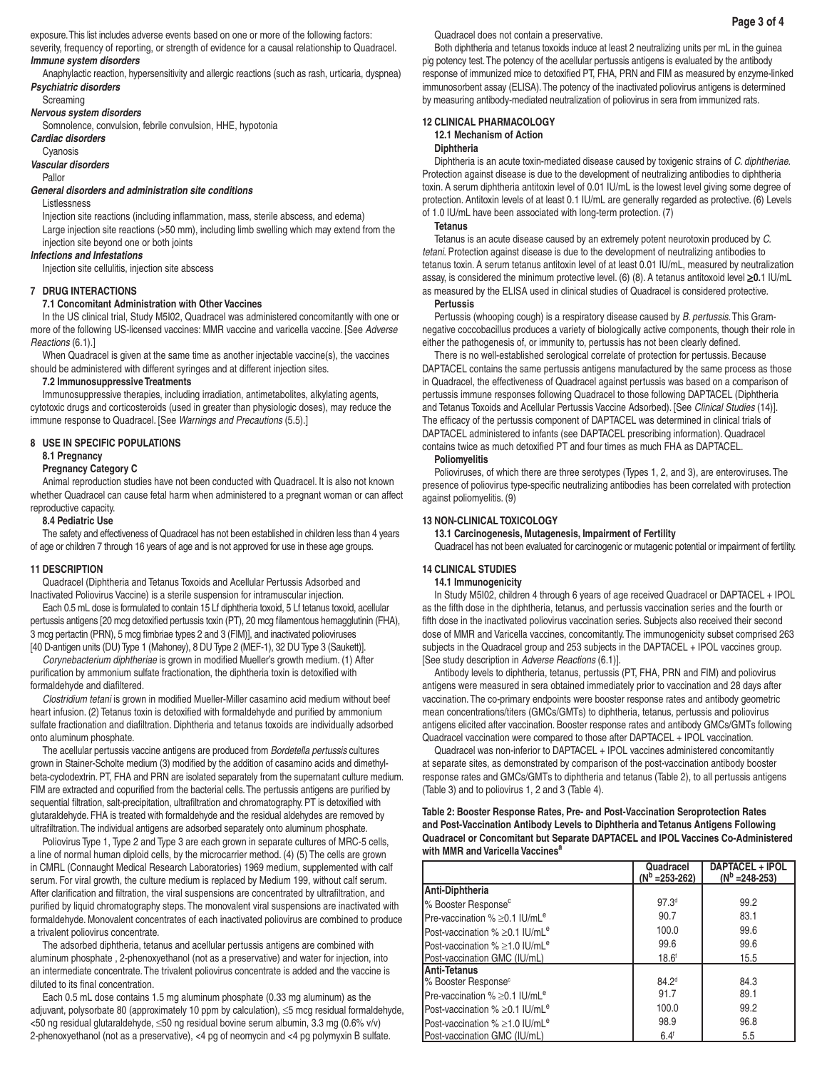exposure. This list includes adverse events based on one or more of the following factors: severity, frequency of reporting, or strength of evidence for a causal relationship to Quadracel.

***Immune system disorders***

Anaphylactic reaction, hypersensitivity and allergic reactions (such as rash, urticaria, dyspnea)

***Psychiatric disorders***

Screaming

***Nervous system disorders***

Somnolence, convulsion, febrile convulsion, HHE, hypotonia

***Cardiac disorders***

Cyanosis

***Vascular disorders***

Pallor

***General disorders and administration site conditions***

Listlessness

Injection site reactions (including inflammation, mass, sterile abscess, and edema)

Large injection site reactions (>50 mm), including limb swelling which may extend from the injection site beyond one or both joints

***Infections and Infestations***

Injection site cellulitis, injection site abscess

## 7 DRUG INTERACTIONS

### 7.1 Concomitant Administration with Other Vaccines

In the US clinical trial, Study M5I02, Quadracel was administered concomitantly with one or more of the following US-licensed vaccines: MMR vaccine and varicella vaccine. [See *Adverse Reactions* (6.1).]

When Quadracel is given at the same time as another injectable vaccine(s), the vaccines should be administered with different syringes and at different injection sites.

### 7.2 Immunosuppressive Treatments

Immunosuppressive therapies, including irradiation, antimetabolites, alkylating agents, cytotoxic drugs and corticosteroids (used in greater than physiologic doses), may reduce the immune response to Quadracel. [See *Warnings and Precautions* (5.5).]

## 8 USE IN SPECIFIC POPULATIONS

### 8.1 Pregnancy

**Pregnancy Category C**

Animal reproduction studies have not been conducted with Quadracel. It is also not known whether Quadracel can cause fetal harm when administered to a pregnant woman or can affect reproductive capacity.

### 8.4 Pediatric Use

The safety and effectiveness of Quadracel has not been established in children less than 4 years of age or children 7 through 16 years of age and is not approved for use in these age groups.

## 11 DESCRIPTION

Quadracel (Diphtheria and Tetanus Toxoids and Acellular Pertussis Adsorbed and Inactivated Poliovirus Vaccine) is a sterile suspension for intramuscular injection.

Each 0.5 mL dose is formulated to contain 15 Lf diphtheria toxoid, 5 Lf tetanus toxoid, acellular pertussis antigens [20 mcg detoxified pertussis toxin (PT), 20 mcg filamentous hemagglutinin (FHA), 3 mcg pertactin (PRN), 5 mcg fimbriae types 2 and 3 (FIM)], and inactivated polioviruses [40 D-antigen units (DU) Type 1 (Mahoney), 8 DU Type 2 (MEF-1), 32 DU Type 3 (Saukett)].

*Corynebacterium diphtheriae* is grown in modified Mueller's growth medium. (1) After purification by ammonium sulfate fractionation, the diphtheria toxin is detoxified with formaldehyde and diafiltered.

*Clostridium tetani* is grown in modified Mueller-Miller casamino acid medium without beef heart infusion. (2) Tetanus toxin is detoxified with formaldehyde and purified by ammonium sulfate fractionation and diafiltration. Diphtheria and tetanus toxoids are individually adsorbed onto aluminum phosphate.

The acellular pertussis vaccine antigens are produced from *Bordetella pertussis* cultures grown in Stainer-Scholte medium (3) modified by the addition of casamino acids and dimethyl-beta-cyclodextrin. PT, FHA and PRN are isolated separately from the supernatant culture medium. FIM are extracted and copurified from the bacterial cells. The pertussis antigens are purified by sequential filtration, salt-precipitation, ultrafiltration and chromatography. PT is detoxified with glutaraldehyde. FHA is treated with formaldehyde and the residual aldehydes are removed by ultrafiltration. The individual antigens are adsorbed separately onto aluminum phosphate.

Poliovirus Type 1, Type 2 and Type 3 are each grown in separate cultures of MRC-5 cells, a line of normal human diploid cells, by the microcarrier method. (4) (5) The cells are grown in CMRL (Connaught Medical Research Laboratories) 1969 medium, supplemented with calf serum. For viral growth, the culture medium is replaced by Medium 199, without calf serum. After clarification and filtration, the viral suspensions are concentrated by ultrafiltration, and purified by liquid chromatography steps. The monovalent viral suspensions are inactivated with formaldehyde. Monovalent concentrates of each inactivated poliovirus are combined to produce a trivalent poliovirus concentrate.

The adsorbed diphtheria, tetanus and acellular pertussis antigens are combined with aluminum phosphate , 2-phenoxyethanol (not as a preservative) and water for injection, into an intermediate concentrate. The trivalent poliovirus concentrate is added and the vaccine is diluted to its final concentration.

Each 0.5 mL dose contains 1.5 mg aluminum phosphate (0.33 mg aluminum) as the adjuvant, polysorbate 80 (approximately 10 ppm by calculation), ≤5 mcg residual formaldehyde, <50 ng residual glutaraldehyde, ≤50 ng residual bovine serum albumin, 3.3 mg (0.6% v/v) 2-phenoxyethanol (not as a preservative), <4 pg of neomycin and <4 pg polymyxin B sulfate.

Quadracel does not contain a preservative.

Both diphtheria and tetanus toxoids induce at least 2 neutralizing units per mL in the guinea pig potency test. The potency of the acellular pertussis antigens is evaluated by the antibody response of immunized mice to detoxified PT, FHA, PRN and FIM as measured by enzyme-linked immunosorbent assay (ELISA). The potency of the inactivated poliovirus antigens is determined by measuring antibody-mediated neutralization of poliovirus in sera from immunized rats.

## 12 CLINICAL PHARMACOLOGY

### 12.1 Mechanism of Action

**Diphtheria**

Diphtheria is an acute toxin-mediated disease caused by toxigenic strains of *C. diphtheriae*. Protection against disease is due to the development of neutralizing antibodies to diphtheria toxin. A serum diphtheria antitoxin level of 0.01 IU/mL is the lowest level giving some degree of protection. Antitoxin levels of at least 0.1 IU/mL are generally regarded as protective. (6) Levels of 1.0 IU/mL have been associated with long-term protection. (7)

**Tetanus**

Tetanus is an acute disease caused by an extremely potent neurotoxin produced by *C. tetani*. Protection against disease is due to the development of neutralizing antibodies to tetanus toxin. A serum tetanus antitoxin level of at least 0.01 IU/mL, measured by neutralization assay, is considered the minimum protective level. (6) (8). A tetanus antitoxoid level **≥0.1** IU/mL as measured by the ELISA used in clinical studies of Quadracel is considered protective.

**Pertussis**

Pertussis (whooping cough) is a respiratory disease caused by *B. pertussis*. This Gram-negative coccobacillus produces a variety of biologically active components, though their role in either the pathogenesis of, or immunity to, pertussis has not been clearly defined.

There is no well-established serological correlate of protection for pertussis. Because DAPTACEL contains the same pertussis antigens manufactured by the same process as those in Quadracel, the effectiveness of Quadracel against pertussis was based on a comparison of pertussis immune responses following Quadracel to those following DAPTACEL (Diphtheria and Tetanus Toxoids and Acellular Pertussis Vaccine Adsorbed). [See *Clinical Studies* (14)]. The efficacy of the pertussis component of DAPTACEL was determined in clinical trials of DAPTACEL administered to infants (see DAPTACEL prescribing information). Quadracel contains twice as much detoxified PT and four times as much FHA as DAPTACEL.

**Poliomyelitis**

Polioviruses, of which there are three serotypes (Types 1, 2, and 3), are enteroviruses. The presence of poliovirus type-specific neutralizing antibodies has been correlated with protection against poliomyelitis. (9)

## 13 NON-CLINICAL TOXICOLOGY

### 13.1 Carcinogenesis, Mutagenesis, Impairment of Fertility

Quadracel has not been evaluated for carcinogenic or mutagenic potential or impairment of fertility.

## 14 CLINICAL STUDIES

### 14.1 Immunogenicity

In Study M5I02, children 4 through 6 years of age received Quadracel or DAPTACEL + IPOL as the fifth dose in the diphtheria, tetanus, and pertussis vaccination series and the fourth or fifth dose in the inactivated poliovirus vaccination series. Subjects also received their second dose of MMR and Varicella vaccines, concomitantly. The immunogenicity subset comprised 263 subjects in the Quadracel group and 253 subjects in the DAPTACEL + IPOL vaccines group. [See study description in *Adverse Reactions* (6.1)].

Antibody levels to diphtheria, tetanus, pertussis (PT, FHA, PRN and FIM) and poliovirus antigens were measured in sera obtained immediately prior to vaccination and 28 days after vaccination. The co-primary endpoints were booster response rates and antibody geometric mean concentrations/titers (GMCs/GMTs) to diphtheria, tetanus, pertussis and poliovirus antigens elicited after vaccination. Booster response rates and antibody GMCs/GMTs following Quadracel vaccination were compared to those after DAPTACEL + IPOL vaccination.

Quadracel was non-inferior to DAPTACEL + IPOL vaccines administered concomitantly at separate sites, as demonstrated by comparison of the post-vaccination antibody booster response rates and GMCs/GMTs to diphtheria and tetanus (Table 2), to all pertussis antigens (Table 3) and to poliovirus 1, 2 and 3 (Table 4).

**Table 2: Booster Response Rates, Pre- and Post-Vaccination Seroprotection Rates and Post-Vaccination Antibody Levels to Diphtheria and Tetanus Antigens Following Quadracel or Concomitant but Separate DAPTACEL and IPOL Vaccines Co-Administered with MMR and Varicella Vaccines[a]**

| | Quadracel ($N^b$ =253-262) | DAPTACEL + IPOL ($N^b$ =248-253) |
|---|---|---|
| **Anti-Diphtheria** | | |
| % Booster Response[c] | 97.3[d] | 99.2 |
| Pre-vaccination % ≥0.1 IU/mL[e] | 90.7 | 83.1 |
| Post-vaccination % ≥0.1 IU/mL[e] | 100.0 | 99.6 |
| Post-vaccination % ≥1.0 IU/mL[e] | 99.6 | 99.6 |
| Post-vaccination GMC (IU/mL) | 18.6[f] | 15.5 |
| **Anti-Tetanus** | | |
| % Booster Response[c] | 84.2[d] | 84.3 |
| Pre-vaccination % ≥0.1 IU/mL[e] | 91.7 | 89.1 |
| Post-vaccination % ≥0.1 IU/mL[e] | 100.0 | 99.2 |
| Post-vaccination % ≥1.0 IU/mL[e] | 98.9 | 96.8 |
| Post-vaccination GMC (IU/mL) | 6.4[f] | 5.5 |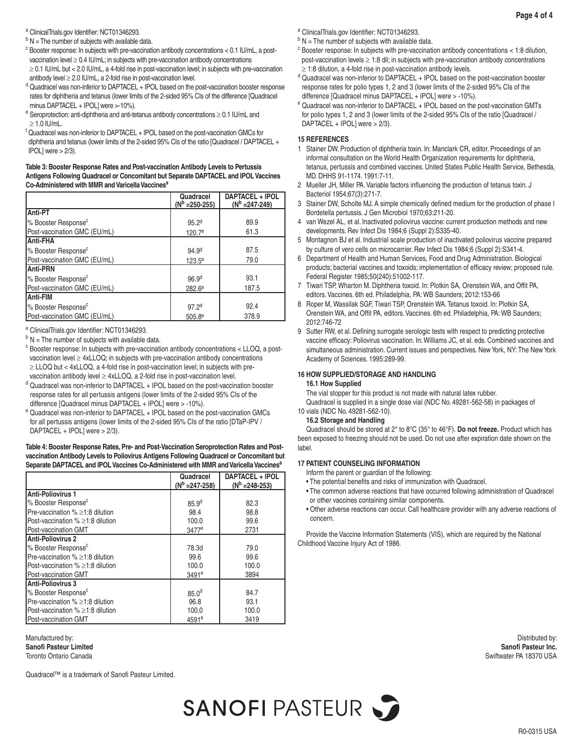[a] ClinicalTrials.gov Identifier: NCT01346293.

[b] N = The number of subjects with available data.

[c] Booster response: In subjects with pre-vaccination antibody concentrations < 0.1 IU/mL, a post-vaccination level ≥ 0.4 IU/mL; in subjects with pre-vaccination antibody concentrations ≥ 0.1 IU/mL but < 2.0 IU/mL, a 4-fold rise in post-vaccination level; in subjects with pre-vaccination antibody level ≥ 2.0 IU/mL, a 2-fold rise in post-vaccination level.

[d] Quadracel was non-inferior to DAPTACEL + IPOL based on the post-vaccination booster response rates for diphtheria and tetanus (lower limits of the 2-sided 95% CIs of the difference [Quadracel minus DAPTACEL + IPOL] were >-10%).

[e] Seroprotection: anti-diphtheria and anti-tetanus antibody concentrations ≥ 0.1 IU/mL and ≥ 1.0 IU/mL.

[f] Quadracel was non-inferior to DAPTACEL + IPOL based on the post-vaccination GMCs for diphtheria and tetanus (lower limits of the 2-sided 95% CIs of the ratio [Quadracel / DAPTACEL + IPOL] were > 2/3).

**Table 3: Booster Response Rates and Post-vaccination Antibody Levels to Pertussis Antigens Following Quadracel or Concomitant but Separate DAPTACEL and IPOL Vaccines Co-Administered with MMR and Varicella Vaccines[a]**

| | Quadracel (N[b] =250-255) | DAPTACEL + IPOL (N[b] =247-249) |
|---|---|---|
| **Anti-PT** | | |
| % Booster Response[c] | 95.2[d] | 89.9 |
| Post-vaccination GMC (EU/mL) | 120.7[e] | 61.3 |
| **Anti-FHA** | | |
| % Booster Response[c] | 94.9[d] | 87.5 |
| Post-vaccination GMC (EU/mL) | 123.5[e] | 79.0 |
| **Anti-PRN** | | |
| % Booster Response[c] | 96.9[d] | 93.1 |
| Post-vaccination GMC (EU/mL) | 282.6[e] | 187.5 |
| **Anti-FIM** | | |
| % Booster Response[c] | 97.2[d] | 92.4 |
| Post-vaccination GMC (EU/mL) | 505.8[e] | 378.9 |

[a] ClinicalTrials.gov Identifier: NCT01346293.

[b] N = The number of subjects with available data.

[c] Booster response: In subjects with pre-vaccination antibody concentrations < LLOQ, a post-vaccination level ≥ 4xLLOQ; in subjects with pre-vaccination antibody concentrations ≥ LLOQ but < 4xLLOQ, a 4-fold rise in post-vaccination level; in subjects with pre-vaccination antibody level ≥ 4xLLOQ, a 2-fold rise in post-vaccination level.

[d] Quadracel was non-inferior to DAPTACEL + IPOL based on the post-vaccination booster response rates for all pertussis antigens (lower limits of the 2-sided 95% CIs of the difference [Quadracel minus DAPTACEL + IPOL] were > -10%).

[e] Quadracel was non-inferior to DAPTACEL + IPOL based on the post-vaccination GMCs for all pertussis antigens (lower limits of the 2-sided 95% CIs of the ratio [DTaP-IPV / DAPTACEL + IPOL] were > 2/3).

**Table 4: Booster Response Rates, Pre- and Post-Vaccination Seroprotection Rates and Post-vaccination Antibody Levels to Poliovirus Antigens Following Quadracel or Concomitant but Separate DAPTACEL and IPOL Vaccines Co-Administered with MMR and Varicella Vaccines[a]**

| | Quadracel (N[b] =247-258) | DAPTACEL + IPOL (N[b] =248-253) |
|---|---|---|
| **Anti-Poliovirus 1** | | |
| % Booster Response[c] | 85.9[d] | 82.3 |
| Pre-vaccination % ≥1:8 dilution | 98.4 | 98.8 |
| Post-vaccination % ≥1:8 dilution | 100.0 | 99.6 |
| Post-vaccination GMT | 3477[e] | 2731 |
| **Anti-Poliovirus 2** | | |
| % Booster Response[c] | 78.3d | 79.0 |
| Pre-vaccination % ≥1:8 dilution | 99.6 | 99.6 |
| Post-vaccination % ≥1:8 dilution | 100.0 | 100.0 |
| Post-vaccination GMT | 3491[e] | 3894 |
| **Anti-Poliovirus 3** | | |
| % Booster Response[c] | 85.0[d] | 84.7 |
| Pre-vaccination % ≥1:8 dilution | 96.8 | 93.1 |
| Post-vaccination % ≥1:8 dilution | 100.0 | 100.0 |
| Post-vaccination GMT | 4591[e] | 3419 |

[a] ClinicalTrials.gov Identifier: NCT01346293.

[b] N = The number of subjects with available data.

[c] Booster response: In subjects with pre-vaccination antibody concentrations < 1:8 dilution, post-vaccination levels ≥ 1:8 dil; in subjects with pre-vaccination antibody concentrations ≥ 1:8 dilution, a 4-fold rise in post-vaccination antibody levels.

[d] Quadracel was non-inferior to DAPTACEL + IPOL based on the post-vaccination booster response rates for polio types 1, 2 and 3 (lower limits of the 2-sided 95% CIs of the difference [Quadracel minus DAPTACEL + IPOL] were > -10%).

[e] Quadracel was non-inferior to DAPTACEL + IPOL based on the post-vaccination GMTs for polio types 1, 2 and 3 (lower limits of the 2-sided 95% CIs of the ratio [Quadracel / DAPTACEL + IPOL] were > 2/3).

## 15 REFERENCES

1. Stainer DW. Production of diphtheria toxin. In: Manclark CR, editor. Proceedings of an informal consultation on the World Health Organization requirements for diphtheria, tetanus, pertussis and combined vaccines. United States Public Health Service, Bethesda, MD. DHHS 91-1174. 1991:7-11.
2. Mueller JH, Miller PA. Variable factors influencing the production of tetanus toxin. J Bacteriol 1954;67(3):271-7.
3. Stainer DW, Scholte MJ. A simple chemically defined medium for the production of phase I Bordetella pertussis. J Gen Microbiol 1970;63:211-20.
4. van Wezel AL, et al. Inactivated poliovirus vaccine: current production methods and new developments. Rev Infect Dis 1984;6 (Suppl 2):S335-40.
5. Montagnon BJ et al. Industrial scale production of inactivated poliovirus vaccine prepared by culture of vero cells on microcarrier. Rev Infect Dis 1984;6 (Suppl 2):S341-4.
6. Department of Health and Human Services, Food and Drug Administration. Biological products; bacterial vaccines and toxoids; implementation of efficacy review; proposed rule. Federal Register 1985;50(240):51002-117.
7. Tiwari TSP, Wharton M. Diphtheria toxoid. In: Plotkin SA, Orenstein WA, and Offit PA, editors. Vaccines. 6th ed. Philadelphia, PA: WB Saunders; 2012:153-66
8. Roper M, Wassilak SGF, Tiwari TSP, Orenstein WA. Tetanus toxoid. In: Plotkin SA, Orenstein WA, and Offit PA, editors. Vaccines. 6th ed. Philadelphia, PA: WB Saunders; 2012:746-72
9. Sutter RW, et al. Defining surrogate serologic tests with respect to predicting protective vaccine efficacy: Poliovirus vaccination. In: Williams JC, et al. eds. Combined vaccines and simultaneous administration. Current issues and perspectives. New York, NY: The New York Academy of Sciences. 1995:289-99.

## 16 HOW SUPPLIED/STORAGE AND HANDLING

### 16.1 How Supplied

The vial stopper for this product is not made with natural latex rubber.

Quadracel is supplied in a single dose vial (NDC No. 49281-562-58) in packages of 10 vials (NDC No. 49281-562-10).

### 16.2 Storage and Handling

Quadracel should be stored at 2° to 8°C (35° to 46°F). **Do not freeze.** Product which has been exposed to freezing should not be used. Do not use after expiration date shown on the label.

## 17 PATIENT COUNSELING INFORMATION

Inform the parent or guardian of the following:

- The potential benefits and risks of immunization with Quadracel.
- The common adverse reactions that have occurred following administration of Quadracel or other vaccines containing similar components.
- Other adverse reactions can occur. Call healthcare provider with any adverse reactions of concern.

Provide the Vaccine Information Statements (VIS), which are required by the National Childhood Vaccine Injury Act of 1986.

Manufactured by:
**Sanofi Pasteur Limited**
Toronto Ontario Canada

Distributed by:
**Sanofi Pasteur Inc.**
Swiftwater PA 18370 USA

Quadracel™ is a trademark of Sanofi Pasteur Limited.

SANOFI PASTEUR

R0-0315 USA